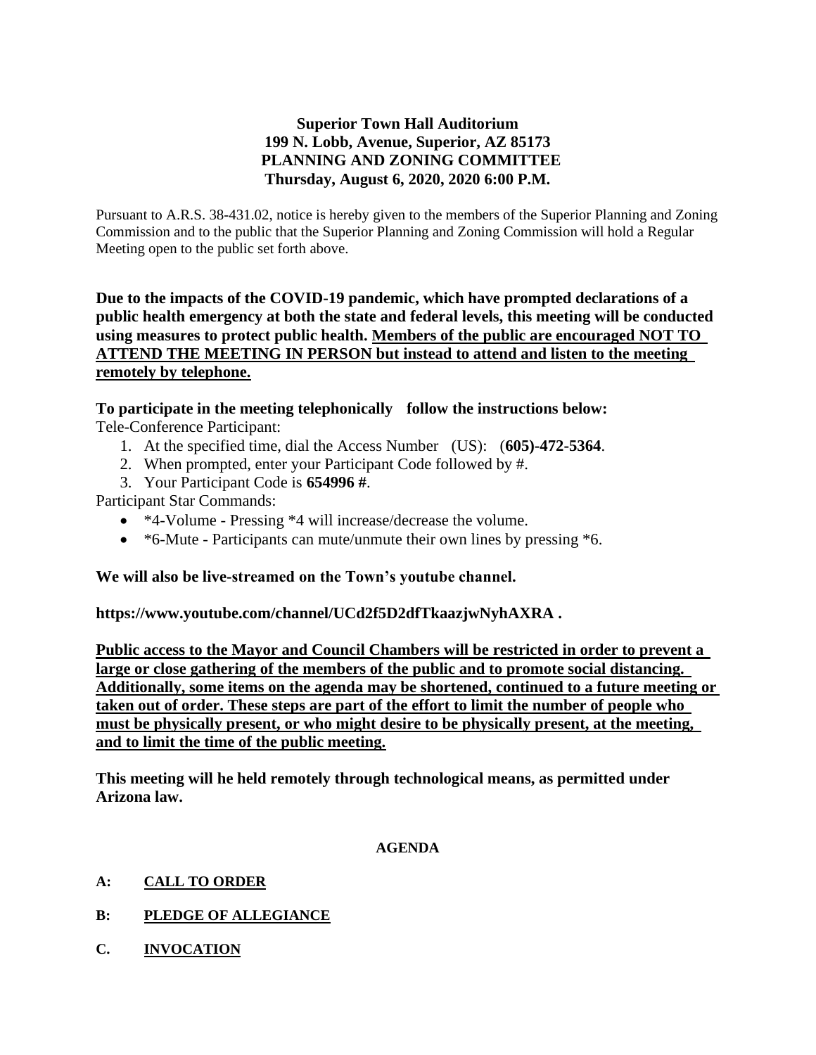**Superior Town Hall Auditorium**
**199 N. Lobb, Avenue, Superior, AZ 85173**
**PLANNING AND ZONING COMMITTEE**
**Thursday, August 6, 2020, 2020 6:00 P.M.**

Pursuant to A.R.S. 38-431.02, notice is hereby given to the members of the Superior Planning and Zoning Commission and to the public that the Superior Planning and Zoning Commission will hold a Regular Meeting open to the public set forth above.

**Due to the impacts of the COVID-19 pandemic, which have prompted declarations of a public health emergency at both the state and federal levels, this meeting will be conducted using measures to protect public health. <u>Members of the public are encouraged NOT TO ATTEND THE MEETING IN PERSON but instead to attend and listen to the meeting remotely by telephone.</u>**

**To participate in the meeting telephonically follow the instructions below:**

Tele-Conference Participant:

1. At the specified time, dial the Access Number (US): (**605)-472-5364**.
2. When prompted, enter your Participant Code followed by #.
3. Your Participant Code is **654996 #**.

Participant Star Commands:

- *4-Volume - Pressing *4 will increase/decrease the volume.
- *6-Mute - Participants can mute/unmute their own lines by pressing *6.

**We will also be live-streamed on the Town's youtube channel.**

**https://www.youtube.com/channel/UCd2f5D2dfTkaazjwNyhAXRA .**

**<u>Public access to the Mayor and Council Chambers will be restricted in order to prevent a large or close gathering of the members of the public and to promote social distancing. Additionally, some items on the agenda may be shortened, continued to a future meeting or taken out of order. These steps are part of the effort to limit the number of people who must be physically present, or who might desire to be physically present, at the meeting, and to limit the time of the public meeting.</u>**

**This meeting will he held remotely through technological means, as permitted under Arizona law.**

**AGENDA**

**A: <u>CALL TO ORDER</u>**

**B: <u>PLEDGE OF ALLEGIANCE</u>**

**C. <u>INVOCATION</u>**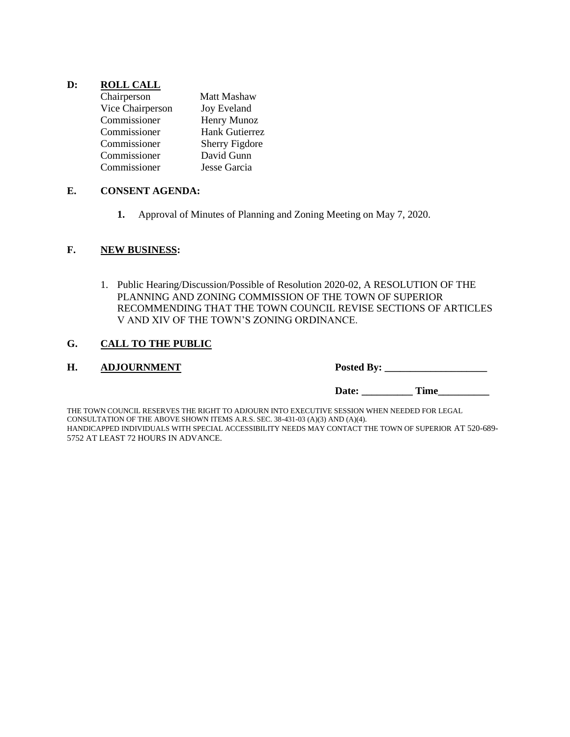**D:** **ROLL CALL**

| | |
|---|---|
| Chairperson | Matt Mashaw |
| Vice Chairperson | Joy Eveland |
| Commissioner | Henry Munoz |
| Commissioner | Hank Gutierrez |
| Commissioner | Sherry Figdore |
| Commissioner | David Gunn |
| Commissioner | Jesse Garcia |

**E. CONSENT AGENDA:**

**1.** Approval of Minutes of Planning and Zoning Meeting on May 7, 2020.

**F. NEW BUSINESS:**

1. Public Hearing/Discussion/Possible of Resolution 2020-02, A RESOLUTION OF THE PLANNING AND ZONING COMMISSION OF THE TOWN OF SUPERIOR RECOMMENDING THAT THE TOWN COUNCIL REVISE SECTIONS OF ARTICLES V AND XIV OF THE TOWN'S ZONING ORDINANCE.

**G. CALL TO THE PUBLIC**

**H. ADJOURNMENT**

**Posted By: ____________________**

**Date: __________ Time__________**

THE TOWN COUNCIL RESERVES THE RIGHT TO ADJOURN INTO EXECUTIVE SESSION WHEN NEEDED FOR LEGAL CONSULTATION OF THE ABOVE SHOWN ITEMS A.R.S. SEC. 38-431-03 (A)(3) AND (A)(4).
HANDICAPPED INDIVIDUALS WITH SPECIAL ACCESSIBILITY NEEDS MAY CONTACT THE TOWN OF SUPERIOR AT 520-689-5752 AT LEAST 72 HOURS IN ADVANCE.